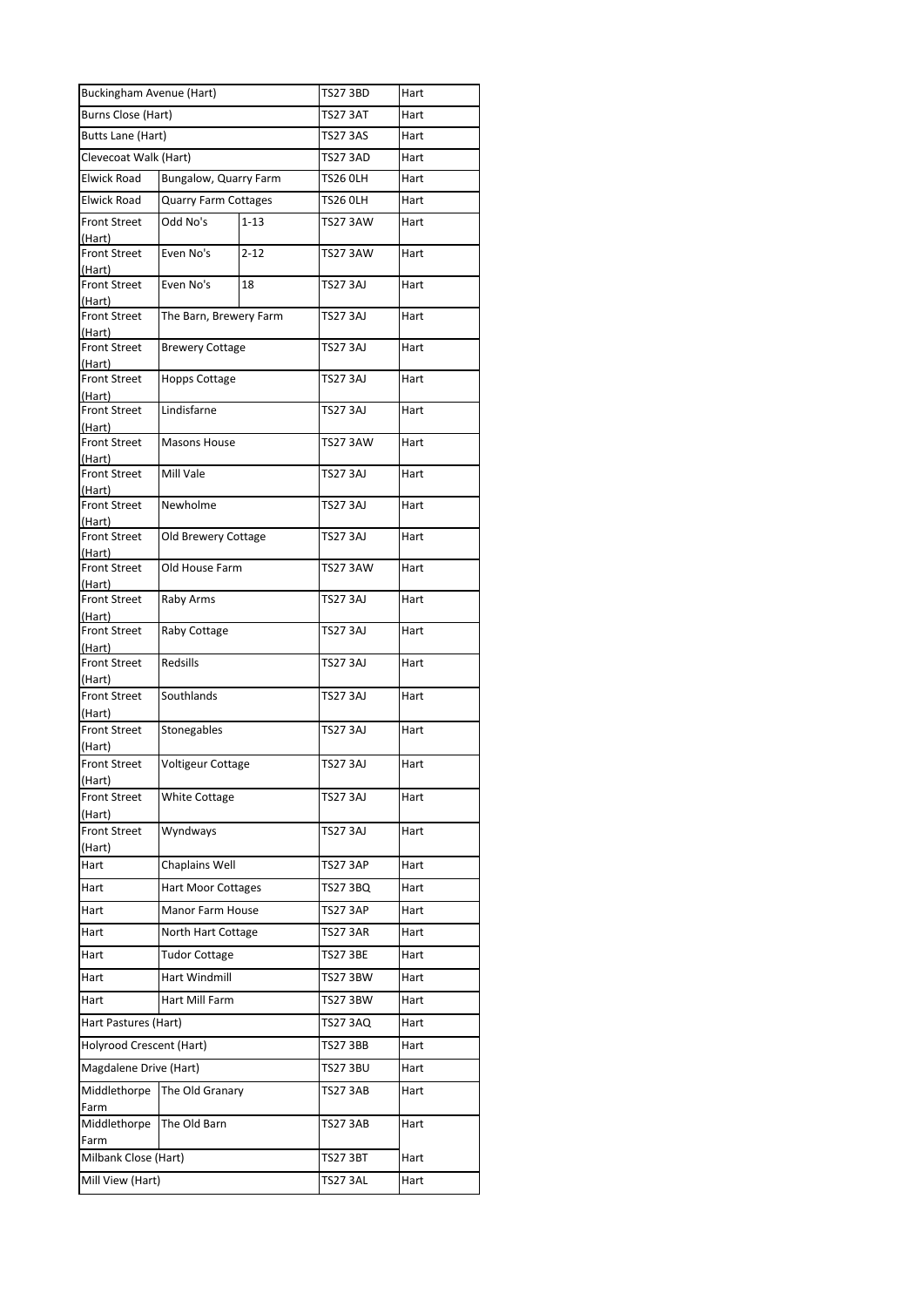| | | | | |
|---|---|---|---|---|
| Buckingham Avenue (Hart) | | | TS27 3BD | Hart |
| Burns Close (Hart) | | | TS27 3AT | Hart |
| Butts Lane (Hart) | | | TS27 3AS | Hart |
| Clevecoat Walk (Hart) | | | TS27 3AD | Hart |
| Elwick Road | Bungalow, Quarry Farm | | TS26 0LH | Hart |
| Elwick Road | Quarry Farm Cottages | | TS26 0LH | Hart |
| Front Street (Hart) | Odd No's | 1-13 | TS27 3AW | Hart |
| Front Street (Hart) | Even No's | 2-12 | TS27 3AW | Hart |
| Front Street (Hart) | Even No's | 18 | TS27 3AJ | Hart |
| Front Street (Hart) | The Barn, Brewery Farm | | TS27 3AJ | Hart |
| Front Street (Hart) | Brewery Cottage | | TS27 3AJ | Hart |
| Front Street (Hart) | Hopps Cottage | | TS27 3AJ | Hart |
| Front Street (Hart) | Lindisfarne | | TS27 3AJ | Hart |
| Front Street (Hart) | Masons House | | TS27 3AW | Hart |
| Front Street (Hart) | Mill Vale | | TS27 3AJ | Hart |
| Front Street (Hart) | Newholme | | TS27 3AJ | Hart |
| Front Street (Hart) | Old Brewery Cottage | | TS27 3AJ | Hart |
| Front Street (Hart) | Old House Farm | | TS27 3AW | Hart |
| Front Street (Hart) | Raby Arms | | TS27 3AJ | Hart |
| Front Street (Hart) | Raby Cottage | | TS27 3AJ | Hart |
| Front Street (Hart) | Redsills | | TS27 3AJ | Hart |
| Front Street (Hart) | Southlands | | TS27 3AJ | Hart |
| Front Street (Hart) | Stonegables | | TS27 3AJ | Hart |
| Front Street (Hart) | Voltigeur Cottage | | TS27 3AJ | Hart |
| Front Street (Hart) | White Cottage | | TS27 3AJ | Hart |
| Front Street (Hart) | Wyndways | | TS27 3AJ | Hart |
| Hart | Chaplains Well | | TS27 3AP | Hart |
| Hart | Hart Moor Cottages | | TS27 3BQ | Hart |
| Hart | Manor Farm House | | TS27 3AP | Hart |
| Hart | North Hart Cottage | | TS27 3AR | Hart |
| Hart | Tudor Cottage | | TS27 3BE | Hart |
| Hart | Hart Windmill | | TS27 3BW | Hart |
| Hart | Hart Mill Farm | | TS27 3BW | Hart |
| Hart Pastures (Hart) | | | TS27 3AQ | Hart |
| Holyrood Crescent (Hart) | | | TS27 3BB | Hart |
| Magdalene Drive (Hart) | | | TS27 3BU | Hart |
| Middlethorpe Farm | The Old Granary | | TS27 3AB | Hart |
| Middlethorpe Farm | The Old Barn | | TS27 3AB | Hart |
| Milbank Close (Hart) | | | TS27 3BT | Hart |
| Mill View (Hart) | | | TS27 3AL | Hart |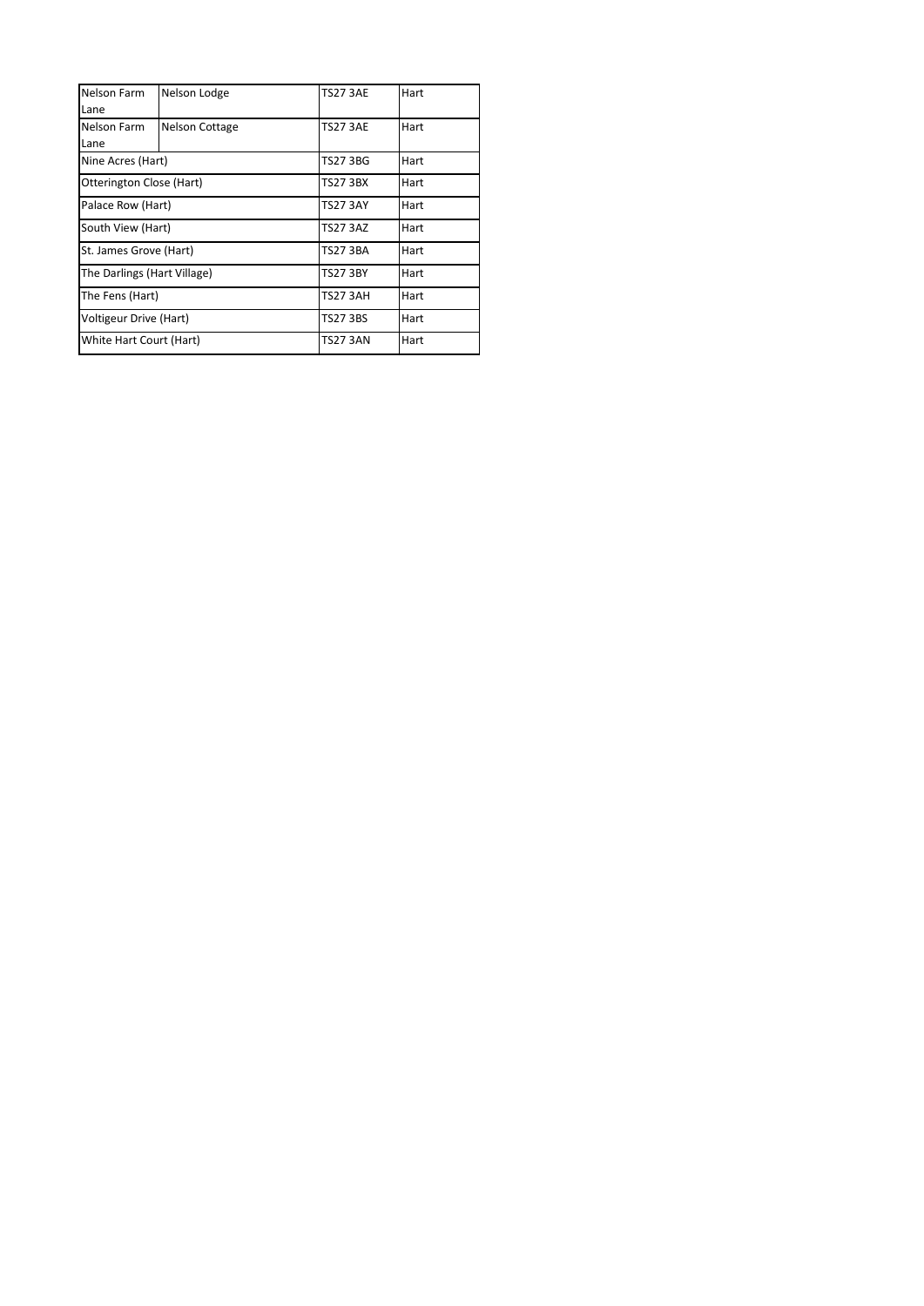| | | | |
|---|---|---|---|
| Nelson Farm Lane | Nelson Lodge | TS27 3AE | Hart |
| Nelson Farm Lane | Nelson Cottage | TS27 3AE | Hart |
| Nine Acres (Hart) | | TS27 3BG | Hart |
| Otterington Close (Hart) | | TS27 3BX | Hart |
| Palace Row (Hart) | | TS27 3AY | Hart |
| South View (Hart) | | TS27 3AZ | Hart |
| St. James Grove (Hart) | | TS27 3BA | Hart |
| The Darlings (Hart Village) | | TS27 3BY | Hart |
| The Fens (Hart) | | TS27 3AH | Hart |
| Voltigeur Drive (Hart) | | TS27 3BS | Hart |
| White Hart Court (Hart) | | TS27 3AN | Hart |